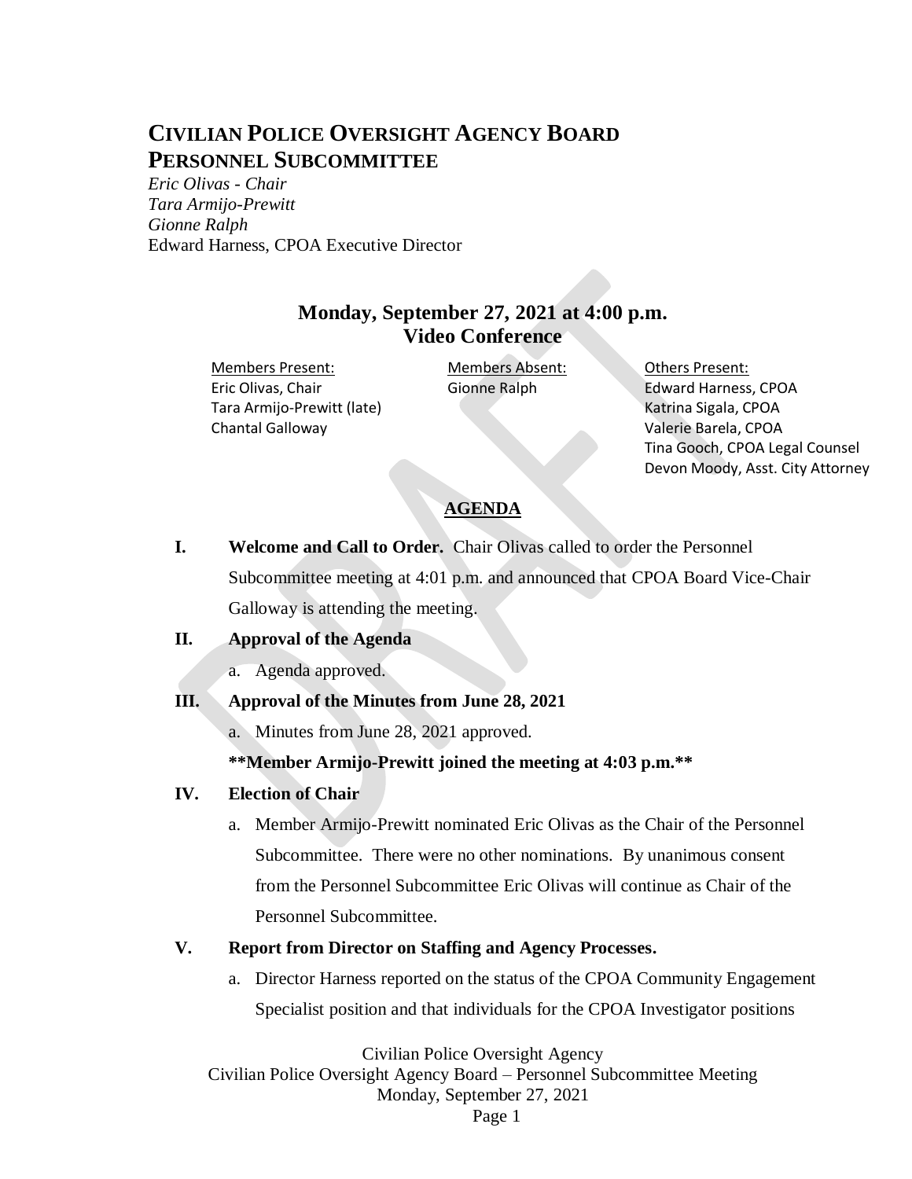# CIVILIAN POLICE OVERSIGHT AGENCY BOARD PERSONNEL SUBCOMMITTEE

*Eric Olivas - Chair*
*Tara Armijo-Prewitt*
*Gionne Ralph*
Edward Harness, CPOA Executive Director

## Monday, September 27, 2021 at 4:00 p.m.
## Video Conference

| Members Present: | Members Absent: | Others Present: |
|---|---|---|
| Eric Olivas, Chair | Gionne Ralph | Edward Harness, CPOA |
| Tara Armijo-Prewitt (late) | | Katrina Sigala, CPOA |
| Chantal Galloway | | Valerie Barela, CPOA |
| | | Tina Gooch, CPOA Legal Counsel |
| | | Devon Moody, Asst. City Attorney |

**AGENDA**

**I. Welcome and Call to Order.** Chair Olivas called to order the Personnel Subcommittee meeting at 4:01 p.m. and announced that CPOA Board Vice-Chair Galloway is attending the meeting.

**II. Approval of the Agenda**

a. Agenda approved.

**III. Approval of the Minutes from June 28, 2021**

a. Minutes from June 28, 2021 approved.

**\*\*Member Armijo-Prewitt joined the meeting at 4:03 p.m.\*\***

**IV. Election of Chair**

a. Member Armijo-Prewitt nominated Eric Olivas as the Chair of the Personnel Subcommittee. There were no other nominations. By unanimous consent from the Personnel Subcommittee Eric Olivas will continue as Chair of the Personnel Subcommittee.

**V. Report from Director on Staffing and Agency Processes.**

a. Director Harness reported on the status of the CPOA Community Engagement Specialist position and that individuals for the CPOA Investigator positions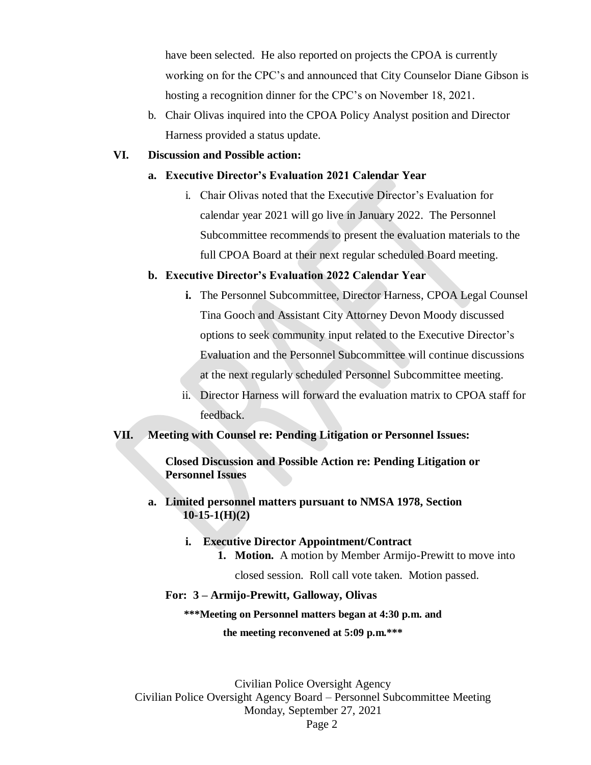have been selected. He also reported on projects the CPOA is currently working on for the CPC's and announced that City Counselor Diane Gibson is hosting a recognition dinner for the CPC's on November 18, 2021.

b. Chair Olivas inquired into the CPOA Policy Analyst position and Director Harness provided a status update.

**VI. Discussion and Possible action:**

**a. Executive Director's Evaluation 2021 Calendar Year**

i. Chair Olivas noted that the Executive Director's Evaluation for calendar year 2021 will go live in January 2022. The Personnel Subcommittee recommends to present the evaluation materials to the full CPOA Board at their next regular scheduled Board meeting.

**b. Executive Director's Evaluation 2022 Calendar Year**

**i.** The Personnel Subcommittee, Director Harness, CPOA Legal Counsel Tina Gooch and Assistant City Attorney Devon Moody discussed options to seek community input related to the Executive Director's Evaluation and the Personnel Subcommittee will continue discussions at the next regularly scheduled Personnel Subcommittee meeting.

ii. Director Harness will forward the evaluation matrix to CPOA staff for feedback.

**VII. Meeting with Counsel re: Pending Litigation or Personnel Issues:**

**Closed Discussion and Possible Action re: Pending Litigation or Personnel Issues**

**a. Limited personnel matters pursuant to NMSA 1978, Section 10-15-1(H)(2)**

**i. Executive Director Appointment/Contract**

**1. Motion.** A motion by Member Armijo-Prewitt to move into closed session. Roll call vote taken. Motion passed.

**For: 3 – Armijo-Prewitt, Galloway, Olivas**

**\*\*\*Meeting on Personnel matters began at 4:30 p.m. and the meeting reconvened at 5:09 p.m.\*\*\***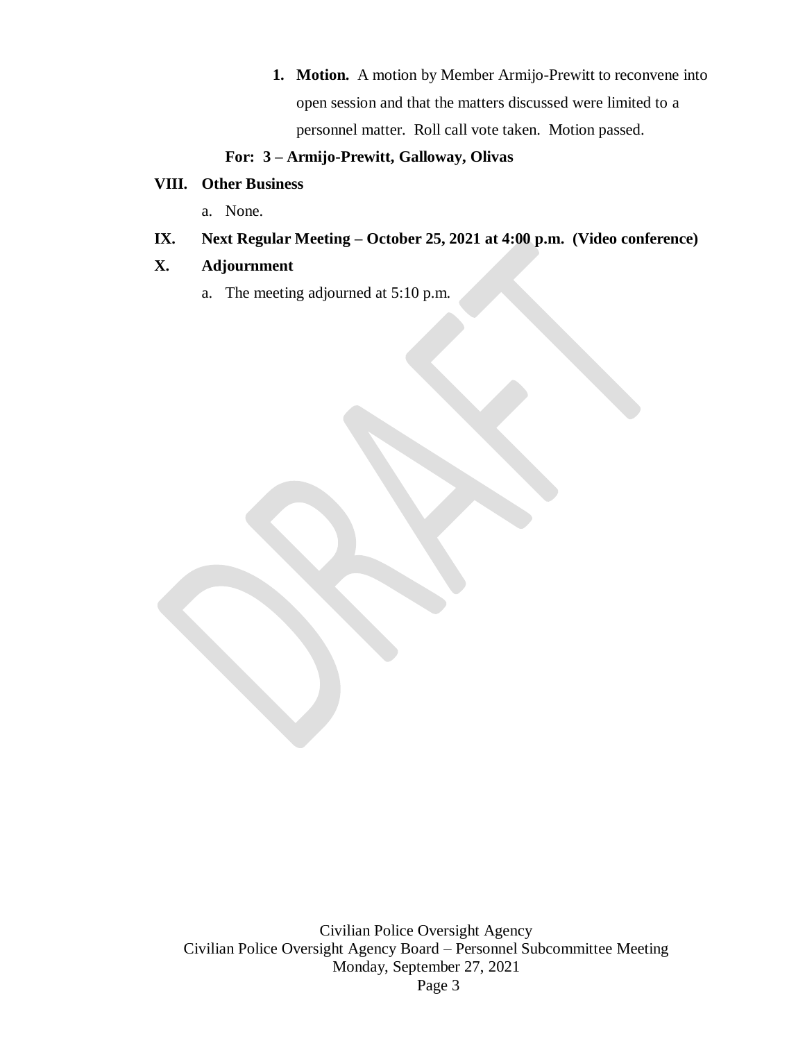1. **Motion.** A motion by Member Armijo-Prewitt to reconvene into open session and that the matters discussed were limited to a personnel matter. Roll call vote taken. Motion passed.

**For: 3 – Armijo-Prewitt, Galloway, Olivas**

## VIII. Other Business

a. None.

## IX. Next Regular Meeting – October 25, 2021 at 4:00 p.m. (Video conference)

## X. Adjournment

a. The meeting adjourned at 5:10 p.m.